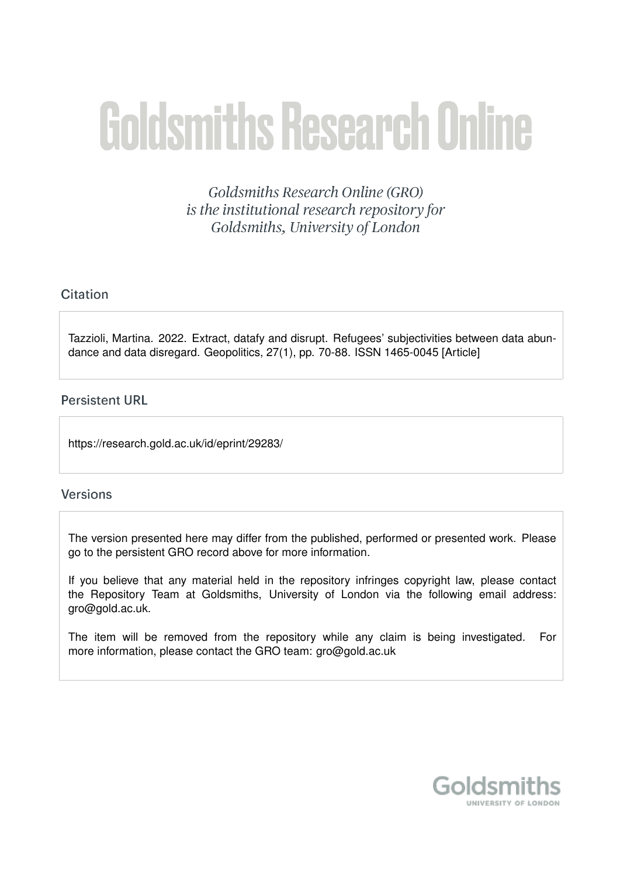# Goldsmiths Research Online

*Goldsmiths Research Online (GRO) is the institutional research repository for Goldsmiths, University of London*

## Citation

Tazzioli, Martina. 2022. Extract, datafy and disrupt. Refugees' subjectivities between data abundance and data disregard. Geopolitics, 27(1), pp. 70-88. ISSN 1465-0045 [Article]

## Persistent URL

https://research.gold.ac.uk/id/eprint/29283/

## Versions

The version presented here may differ from the published, performed or presented work. Please go to the persistent GRO record above for more information.

If you believe that any material held in the repository infringes copyright law, please contact the Repository Team at Goldsmiths, University of London via the following email address: gro@gold.ac.uk.

The item will be removed from the repository while any claim is being investigated. For more information, please contact the GRO team: gro@gold.ac.uk

Goldsmiths
UNIVERSITY OF LONDON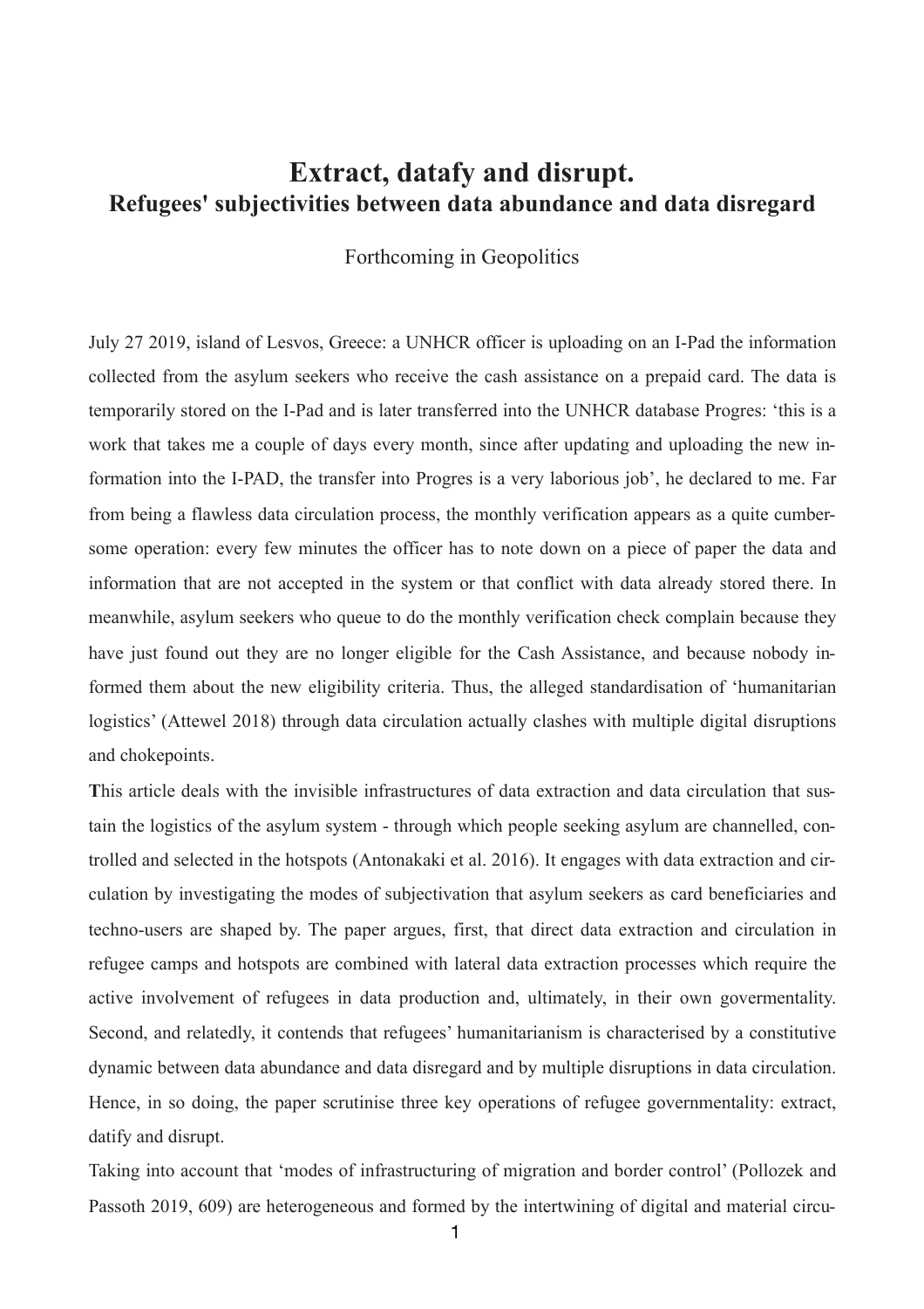# Extract, datafy and disrupt.
## Refugees' subjectivities between data abundance and data disregard

Forthcoming in Geopolitics

July 27 2019, island of Lesvos, Greece: a UNHCR officer is uploading on an I-Pad the information collected from the asylum seekers who receive the cash assistance on a prepaid card. The data is temporarily stored on the I-Pad and is later transferred into the UNHCR database Progres: 'this is a work that takes me a couple of days every month, since after updating and uploading the new information into the I-PAD, the transfer into Progres is a very laborious job', he declared to me. Far from being a flawless data circulation process, the monthly verification appears as a quite cumbersome operation: every few minutes the officer has to note down on a piece of paper the data and information that are not accepted in the system or that conflict with data already stored there. In meanwhile, asylum seekers who queue to do the monthly verification check complain because they have just found out they are no longer eligible for the Cash Assistance, and because nobody informed them about the new eligibility criteria. Thus, the alleged standardisation of 'humanitarian logistics' (Attewel 2018) through data circulation actually clashes with multiple digital disruptions and chokepoints.

**T**his article deals with the invisible infrastructures of data extraction and data circulation that sustain the logistics of the asylum system - through which people seeking asylum are channelled, controlled and selected in the hotspots (Antonakaki et al. 2016). It engages with data extraction and circulation by investigating the modes of subjectivation that asylum seekers as card beneficiaries and techno-users are shaped by. The paper argues, first, that direct data extraction and circulation in refugee camps and hotspots are combined with lateral data extraction processes which require the active involvement of refugees in data production and, ultimately, in their own govermentality. Second, and relatedly, it contends that refugees' humanitarianism is characterised by a constitutive dynamic between data abundance and data disregard and by multiple disruptions in data circulation. Hence, in so doing, the paper scrutinise three key operations of refugee governmentality: extract, datify and disrupt.

Taking into account that 'modes of infrastructuring of migration and border control' (Pollozek and Passoth 2019, 609) are heterogeneous and formed by the intertwining of digital and material circu-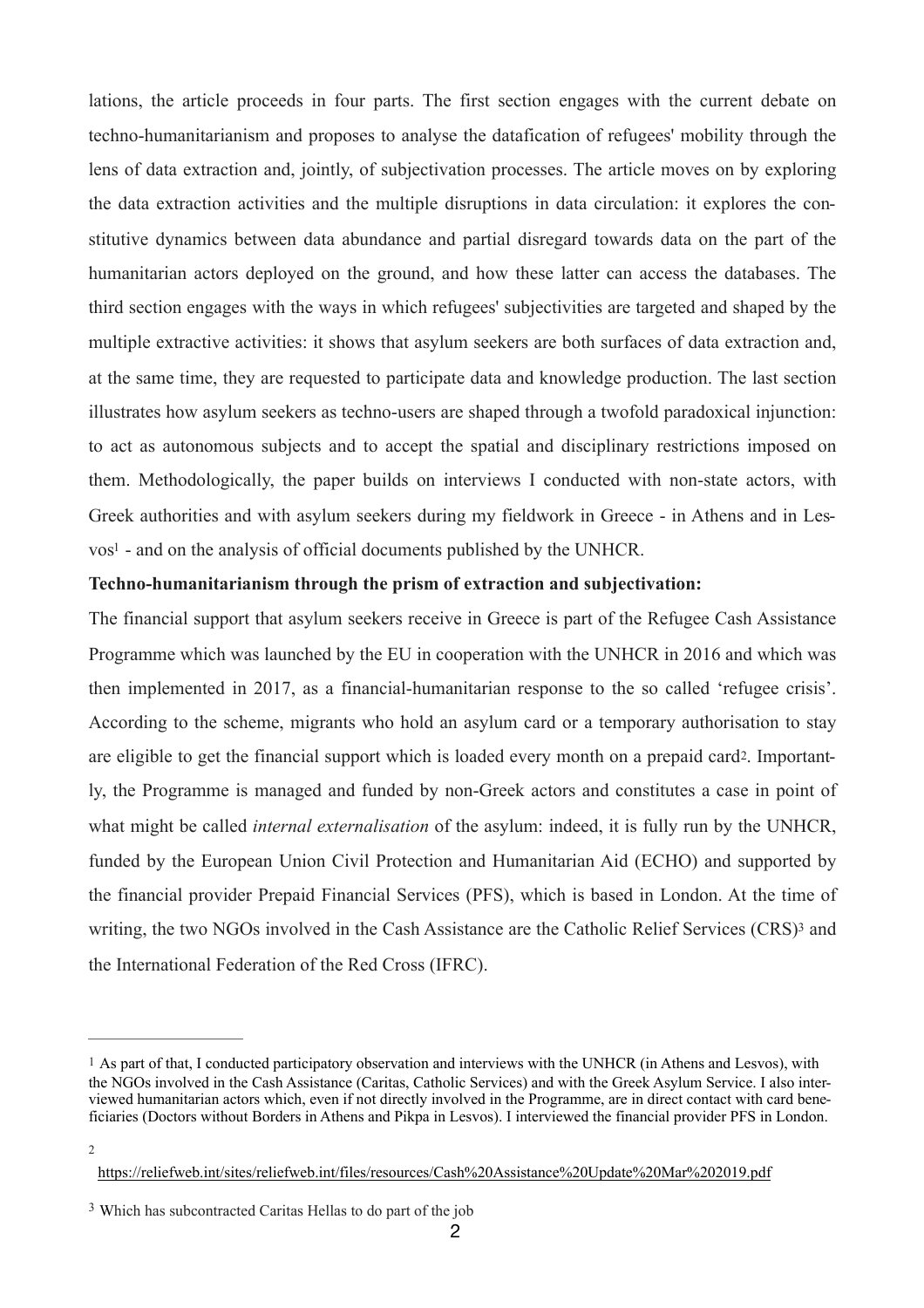lations, the article proceeds in four parts. The first section engages with the current debate on techno-humanitarianism and proposes to analyse the datafication of refugees' mobility through the lens of data extraction and, jointly, of subjectivation processes. The article moves on by exploring the data extraction activities and the multiple disruptions in data circulation: it explores the constitutive dynamics between data abundance and partial disregard towards data on the part of the humanitarian actors deployed on the ground, and how these latter can access the databases. The third section engages with the ways in which refugees' subjectivities are targeted and shaped by the multiple extractive activities: it shows that asylum seekers are both surfaces of data extraction and, at the same time, they are requested to participate data and knowledge production. The last section illustrates how asylum seekers as techno-users are shaped through a twofold paradoxical injunction: to act as autonomous subjects and to accept the spatial and disciplinary restrictions imposed on them. Methodologically, the paper builds on interviews I conducted with non-state actors, with Greek authorities and with asylum seekers during my fieldwork in Greece - in Athens and in Lesvos[1] - and on the analysis of official documents published by the UNHCR.

**Techno-humanitarianism through the prism of extraction and subjectivation:**

The financial support that asylum seekers receive in Greece is part of the Refugee Cash Assistance Programme which was launched by the EU in cooperation with the UNHCR in 2016 and which was then implemented in 2017, as a financial-humanitarian response to the so called 'refugee crisis'. According to the scheme, migrants who hold an asylum card or a temporary authorisation to stay are eligible to get the financial support which is loaded every month on a prepaid card[2]. Importantly, the Programme is managed and funded by non-Greek actors and constitutes a case in point of what might be called *internal externalisation* of the asylum: indeed, it is fully run by the UNHCR, funded by the European Union Civil Protection and Humanitarian Aid (ECHO) and supported by the financial provider Prepaid Financial Services (PFS), which is based in London. At the time of writing, the two NGOs involved in the Cash Assistance are the Catholic Relief Services (CRS)[3] and the International Federation of the Red Cross (IFRC).

---

[1] As part of that, I conducted participatory observation and interviews with the UNHCR (in Athens and Lesvos), with the NGOs involved in the Cash Assistance (Caritas, Catholic Services) and with the Greek Asylum Service. I also interviewed humanitarian actors which, even if not directly involved in the Programme, are in direct contact with card beneficiaries (Doctors without Borders in Athens and Pikpa in Lesvos). I interviewed the financial provider PFS in London.

[2] https://reliefweb.int/sites/reliefweb.int/files/resources/Cash%20Assistance%20Update%20Mar%202019.pdf

[3] Which has subcontracted Caritas Hellas to do part of the job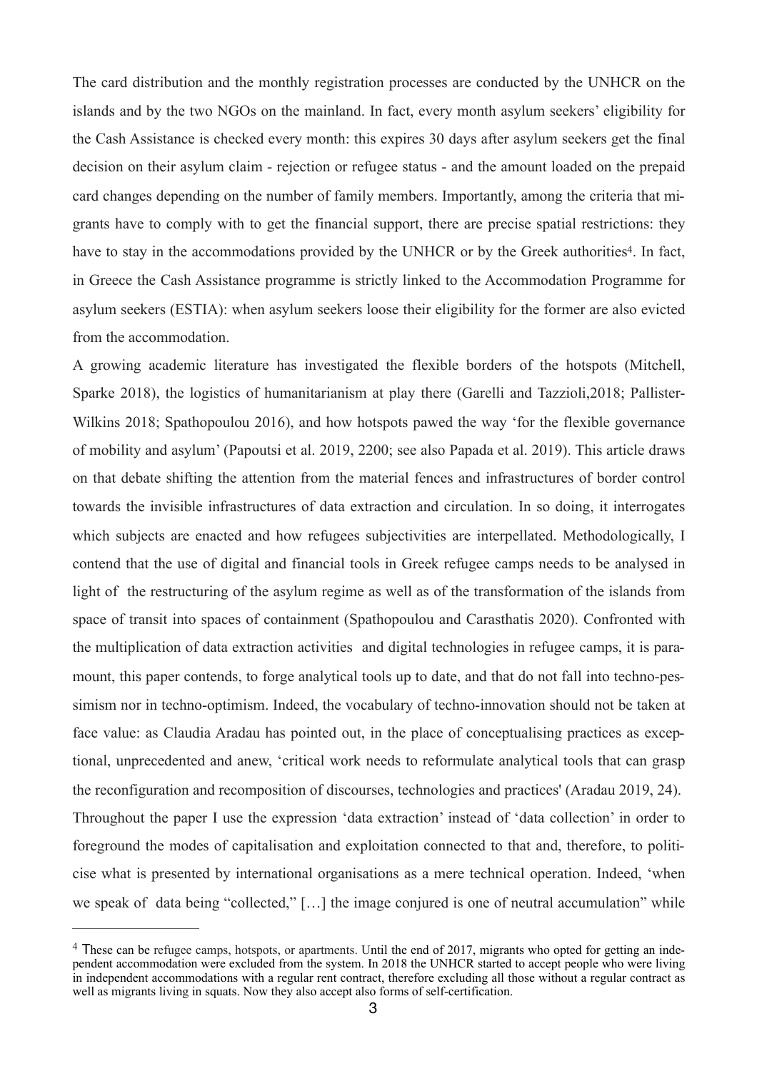The card distribution and the monthly registration processes are conducted by the UNHCR on the islands and by the two NGOs on the mainland. In fact, every month asylum seekers' eligibility for the Cash Assistance is checked every month: this expires 30 days after asylum seekers get the final decision on their asylum claim - rejection or refugee status - and the amount loaded on the prepaid card changes depending on the number of family members. Importantly, among the criteria that migrants have to comply with to get the financial support, there are precise spatial restrictions: they have to stay in the accommodations provided by the UNHCR or by the Greek authorities[4]. In fact, in Greece the Cash Assistance programme is strictly linked to the Accommodation Programme for asylum seekers (ESTIA): when asylum seekers loose their eligibility for the former are also evicted from the accommodation.

A growing academic literature has investigated the flexible borders of the hotspots (Mitchell, Sparke 2018), the logistics of humanitarianism at play there (Garelli and Tazzioli,2018; Pallister-Wilkins 2018; Spathopoulou 2016), and how hotspots pawed the way 'for the flexible governance of mobility and asylum' (Papoutsi et al. 2019, 2200; see also Papada et al. 2019). This article draws on that debate shifting the attention from the material fences and infrastructures of border control towards the invisible infrastructures of data extraction and circulation. In so doing, it interrogates which subjects are enacted and how refugees subjectivities are interpellated. Methodologically, I contend that the use of digital and financial tools in Greek refugee camps needs to be analysed in light of the restructuring of the asylum regime as well as of the transformation of the islands from space of transit into spaces of containment (Spathopoulou and Carasthatis 2020). Confronted with the multiplication of data extraction activities and digital technologies in refugee camps, it is paramount, this paper contends, to forge analytical tools up to date, and that do not fall into techno-pessimism nor in techno-optimism. Indeed, the vocabulary of techno-innovation should not be taken at face value: as Claudia Aradau has pointed out, in the place of conceptualising practices as exceptional, unprecedented and anew, 'critical work needs to reformulate analytical tools that can grasp the reconfiguration and recomposition of discourses, technologies and practices' (Aradau 2019, 24).

Throughout the paper I use the expression 'data extraction' instead of 'data collection' in order to foreground the modes of capitalisation and exploitation connected to that and, therefore, to politicise what is presented by international organisations as a mere technical operation. Indeed, 'when we speak of data being "collected," […] the image conjured is one of neutral accumulation" while

---

[4] These can be refugee camps, hotspots, or apartments. Until the end of 2017, migrants who opted for getting an independent accommodation were excluded from the system. In 2018 the UNHCR started to accept people who were living in independent accommodations with a regular rent contract, therefore excluding all those without a regular contract as well as migrants living in squats. Now they also accept also forms of self-certification.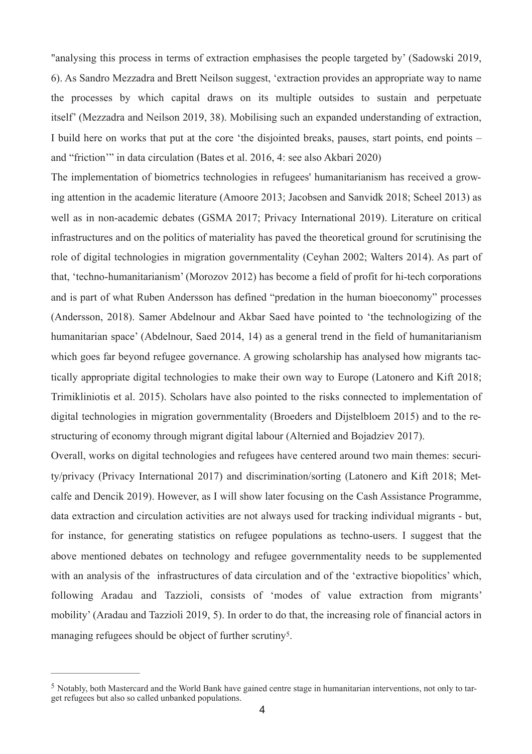"analysing this process in terms of extraction emphasises the people targeted by' (Sadowski 2019, 6). As Sandro Mezzadra and Brett Neilson suggest, 'extraction provides an appropriate way to name the processes by which capital draws on its multiple outsides to sustain and perpetuate itself' (Mezzadra and Neilson 2019, 38). Mobilising such an expanded understanding of extraction, I build here on works that put at the core 'the disjointed breaks, pauses, start points, end points – and "friction"' in data circulation (Bates et al. 2016, 4: see also Akbari 2020)

The implementation of biometrics technologies in refugees' humanitarianism has received a growing attention in the academic literature (Amoore 2013; Jacobsen and Sanvidk 2018; Scheel 2013) as well as in non-academic debates (GSMA 2017; Privacy International 2019). Literature on critical infrastructures and on the politics of materiality has paved the theoretical ground for scrutinising the role of digital technologies in migration governmentality (Ceyhan 2002; Walters 2014). As part of that, 'techno-humanitarianism' (Morozov 2012) has become a field of profit for hi-tech corporations and is part of what Ruben Andersson has defined "predation in the human bioeconomy" processes (Andersson, 2018). Samer Abdelnour and Akbar Saed have pointed to 'the technologizing of the humanitarian space' (Abdelnour, Saed 2014, 14) as a general trend in the field of humanitarianism which goes far beyond refugee governance. A growing scholarship has analysed how migrants tactically appropriate digital technologies to make their own way to Europe (Latonero and Kift 2018; Trimikliniotis et al. 2015). Scholars have also pointed to the risks connected to implementation of digital technologies in migration governmentality (Broeders and Dijstelbloem 2015) and to the restructuring of economy through migrant digital labour (Alternied and Bojadziev 2017).

Overall, works on digital technologies and refugees have centered around two main themes: security/privacy (Privacy International 2017) and discrimination/sorting (Latonero and Kift 2018; Metcalfe and Dencik 2019). However, as I will show later focusing on the Cash Assistance Programme, data extraction and circulation activities are not always used for tracking individual migrants - but, for instance, for generating statistics on refugee populations as techno-users. I suggest that the above mentioned debates on technology and refugee governmentality needs to be supplemented with an analysis of the infrastructures of data circulation and of the 'extractive biopolitics' which, following Aradau and Tazzioli, consists of 'modes of value extraction from migrants' mobility' (Aradau and Tazzioli 2019, 5). In order to do that, the increasing role of financial actors in managing refugees should be object of further scrutiny[5].

---

[5] Notably, both Mastercard and the World Bank have gained centre stage in humanitarian interventions, not only to target refugees but also so called unbanked populations.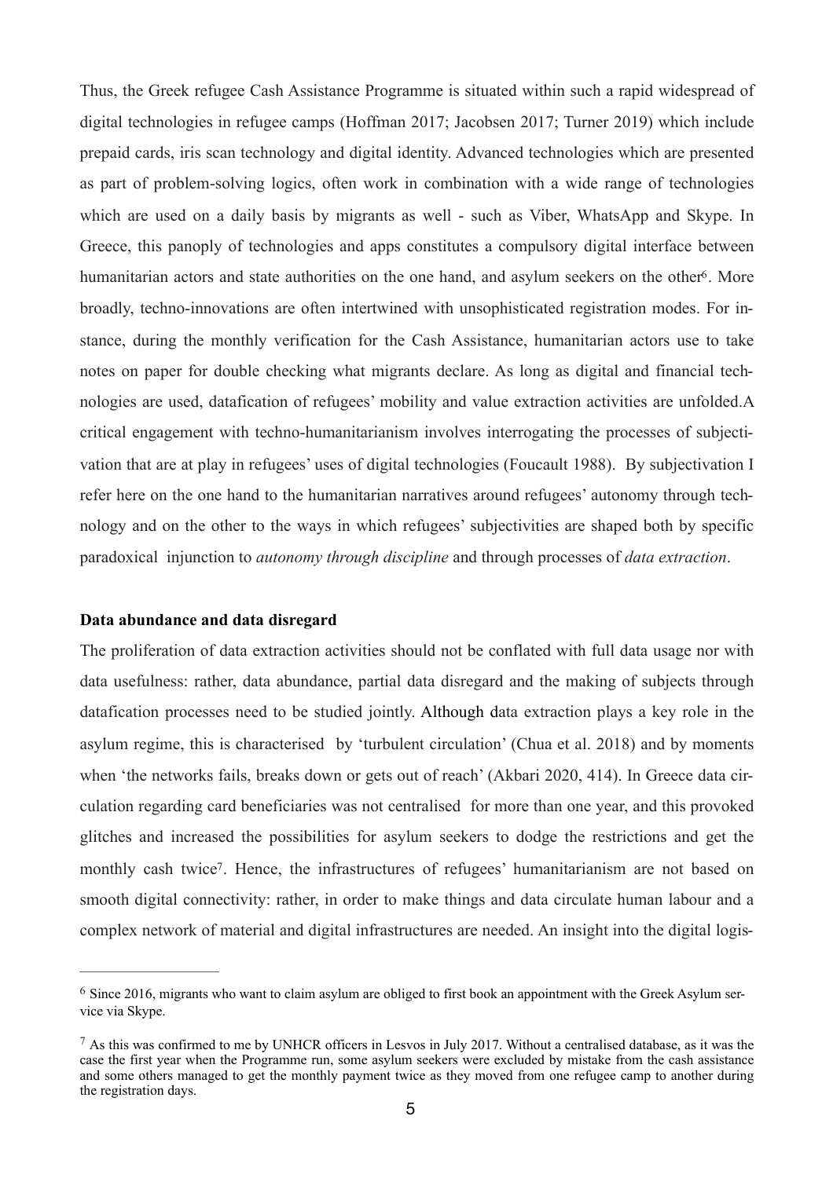Thus, the Greek refugee Cash Assistance Programme is situated within such a rapid widespread of digital technologies in refugee camps (Hoffman 2017; Jacobsen 2017; Turner 2019) which include prepaid cards, iris scan technology and digital identity. Advanced technologies which are presented as part of problem-solving logics, often work in combination with a wide range of technologies which are used on a daily basis by migrants as well - such as Viber, WhatsApp and Skype. In Greece, this panoply of technologies and apps constitutes a compulsory digital interface between humanitarian actors and state authorities on the one hand, and asylum seekers on the other[6]. More broadly, techno-innovations are often intertwined with unsophisticated registration modes. For instance, during the monthly verification for the Cash Assistance, humanitarian actors use to take notes on paper for double checking what migrants declare. As long as digital and financial technologies are used, datafication of refugees' mobility and value extraction activities are unfolded.A critical engagement with techno-humanitarianism involves interrogating the processes of subjectivation that are at play in refugees' uses of digital technologies (Foucault 1988). By subjectivation I refer here on the one hand to the humanitarian narratives around refugees' autonomy through technology and on the other to the ways in which refugees' subjectivities are shaped both by specific paradoxical injunction to *autonomy through discipline* and through processes of *data extraction*.

**Data abundance and data disregard**

The proliferation of data extraction activities should not be conflated with full data usage nor with data usefulness: rather, data abundance, partial data disregard and the making of subjects through datafication processes need to be studied jointly. Although data extraction plays a key role in the asylum regime, this is characterised by 'turbulent circulation' (Chua et al. 2018) and by moments when 'the networks fails, breaks down or gets out of reach' (Akbari 2020, 414). In Greece data circulation regarding card beneficiaries was not centralised for more than one year, and this provoked glitches and increased the possibilities for asylum seekers to dodge the restrictions and get the monthly cash twice[7]. Hence, the infrastructures of refugees' humanitarianism are not based on smooth digital connectivity: rather, in order to make things and data circulate human labour and a complex network of material and digital infrastructures are needed. An insight into the digital logis-

---

[6] Since 2016, migrants who want to claim asylum are obliged to first book an appointment with the Greek Asylum service via Skype.

[7] As this was confirmed to me by UNHCR officers in Lesvos in July 2017. Without a centralised database, as it was the case the first year when the Programme run, some asylum seekers were excluded by mistake from the cash assistance and some others managed to get the monthly payment twice as they moved from one refugee camp to another during the registration days.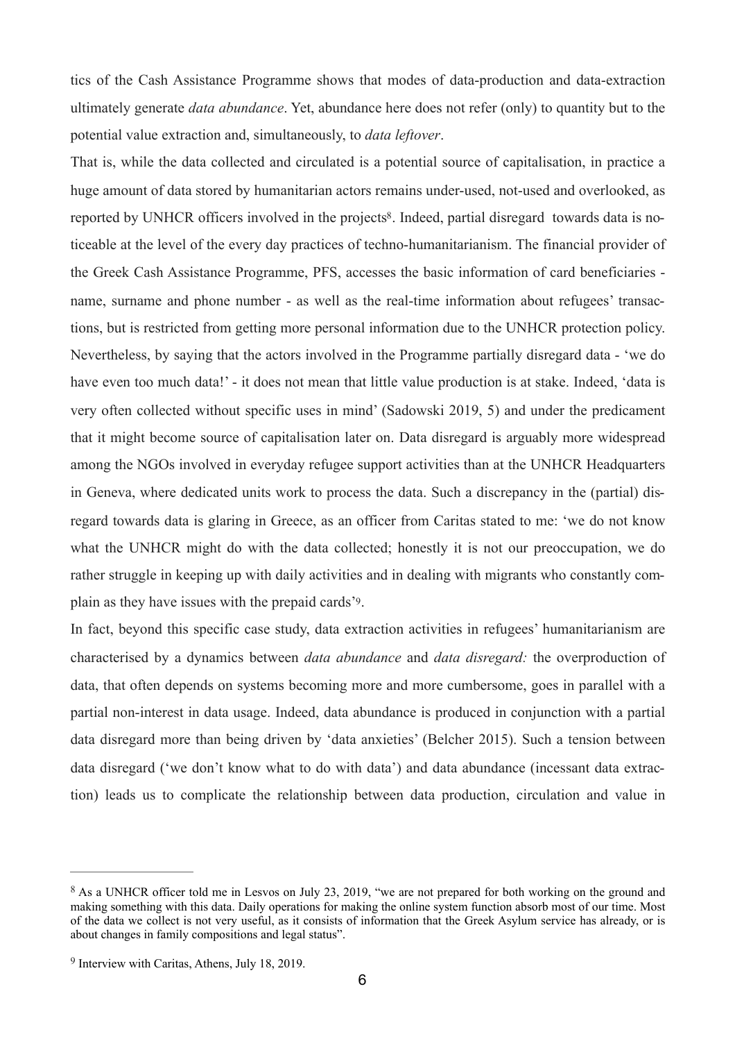tics of the Cash Assistance Programme shows that modes of data-production and data-extraction ultimately generate *data abundance*. Yet, abundance here does not refer (only) to quantity but to the potential value extraction and, simultaneously, to *data leftover*.

That is, while the data collected and circulated is a potential source of capitalisation, in practice a huge amount of data stored by humanitarian actors remains under-used, not-used and overlooked, as reported by UNHCR officers involved in the projects[8]. Indeed, partial disregard towards data is noticeable at the level of the every day practices of techno-humanitarianism. The financial provider of the Greek Cash Assistance Programme, PFS, accesses the basic information of card beneficiaries - name, surname and phone number - as well as the real-time information about refugees' transactions, but is restricted from getting more personal information due to the UNHCR protection policy. Nevertheless, by saying that the actors involved in the Programme partially disregard data - 'we do have even too much data!' - it does not mean that little value production is at stake. Indeed, 'data is very often collected without specific uses in mind' (Sadowski 2019, 5) and under the predicament that it might become source of capitalisation later on. Data disregard is arguably more widespread among the NGOs involved in everyday refugee support activities than at the UNHCR Headquarters in Geneva, where dedicated units work to process the data. Such a discrepancy in the (partial) disregard towards data is glaring in Greece, as an officer from Caritas stated to me: 'we do not know what the UNHCR might do with the data collected; honestly it is not our preoccupation, we do rather struggle in keeping up with daily activities and in dealing with migrants who constantly complain as they have issues with the prepaid cards'[9].

In fact, beyond this specific case study, data extraction activities in refugees' humanitarianism are characterised by a dynamics between *data abundance* and *data disregard:* the overproduction of data, that often depends on systems becoming more and more cumbersome, goes in parallel with a partial non-interest in data usage. Indeed, data abundance is produced in conjunction with a partial data disregard more than being driven by 'data anxieties' (Belcher 2015). Such a tension between data disregard ('we don't know what to do with data') and data abundance (incessant data extraction) leads us to complicate the relationship between data production, circulation and value in

---

[8] As a UNHCR officer told me in Lesvos on July 23, 2019, "we are not prepared for both working on the ground and making something with this data. Daily operations for making the online system function absorb most of our time. Most of the data we collect is not very useful, as it consists of information that the Greek Asylum service has already, or is about changes in family compositions and legal status".

[9] Interview with Caritas, Athens, July 18, 2019.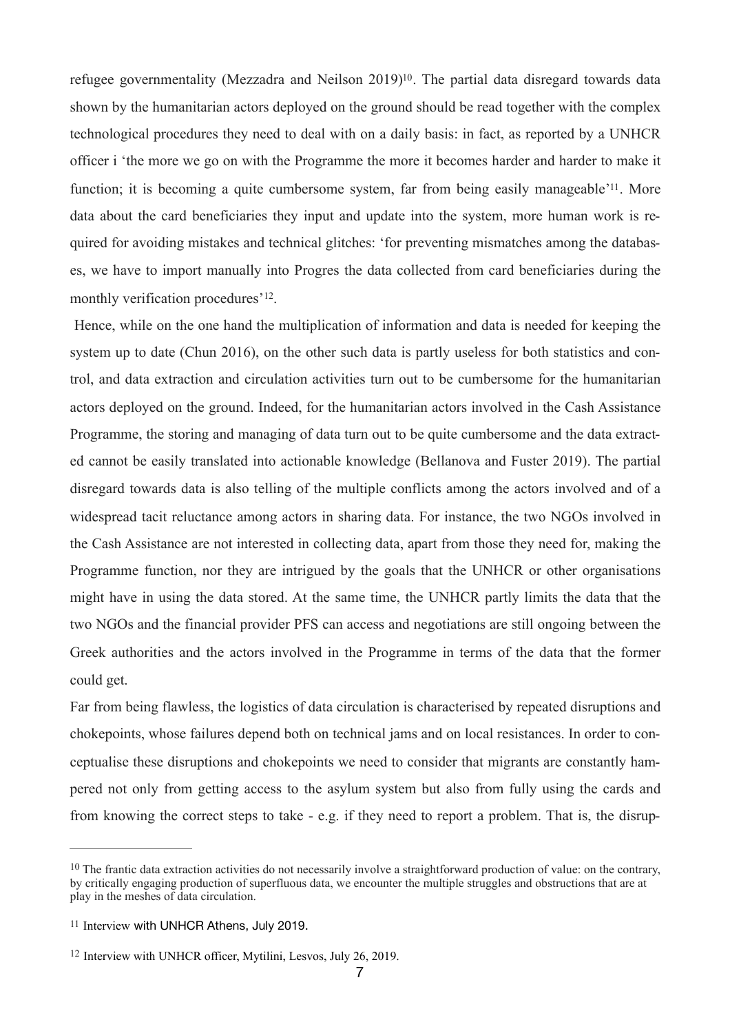refugee governmentality (Mezzadra and Neilson 2019)[10]. The partial data disregard towards data shown by the humanitarian actors deployed on the ground should be read together with the complex technological procedures they need to deal with on a daily basis: in fact, as reported by a UNHCR officer i 'the more we go on with the Programme the more it becomes harder and harder to make it function; it is becoming a quite cumbersome system, far from being easily manageable'[11]. More data about the card beneficiaries they input and update into the system, more human work is required for avoiding mistakes and technical glitches: 'for preventing mismatches among the databases, we have to import manually into Progres the data collected from card beneficiaries during the monthly verification procedures'[12].

Hence, while on the one hand the multiplication of information and data is needed for keeping the system up to date (Chun 2016), on the other such data is partly useless for both statistics and control, and data extraction and circulation activities turn out to be cumbersome for the humanitarian actors deployed on the ground. Indeed, for the humanitarian actors involved in the Cash Assistance Programme, the storing and managing of data turn out to be quite cumbersome and the data extracted cannot be easily translated into actionable knowledge (Bellanova and Fuster 2019). The partial disregard towards data is also telling of the multiple conflicts among the actors involved and of a widespread tacit reluctance among actors in sharing data. For instance, the two NGOs involved in the Cash Assistance are not interested in collecting data, apart from those they need for, making the Programme function, nor they are intrigued by the goals that the UNHCR or other organisations might have in using the data stored. At the same time, the UNHCR partly limits the data that the two NGOs and the financial provider PFS can access and negotiations are still ongoing between the Greek authorities and the actors involved in the Programme in terms of the data that the former could get.

Far from being flawless, the logistics of data circulation is characterised by repeated disruptions and chokepoints, whose failures depend both on technical jams and on local resistances. In order to conceptualise these disruptions and chokepoints we need to consider that migrants are constantly hampered not only from getting access to the asylum system but also from fully using the cards and from knowing the correct steps to take - e.g. if they need to report a problem. That is, the disrup-

---

[10] The frantic data extraction activities do not necessarily involve a straightforward production of value: on the contrary, by critically engaging production of superfluous data, we encounter the multiple struggles and obstructions that are at play in the meshes of data circulation.

[11] Interview with UNHCR Athens, July 2019.

[12] Interview with UNHCR officer, Mytilini, Lesvos, July 26, 2019.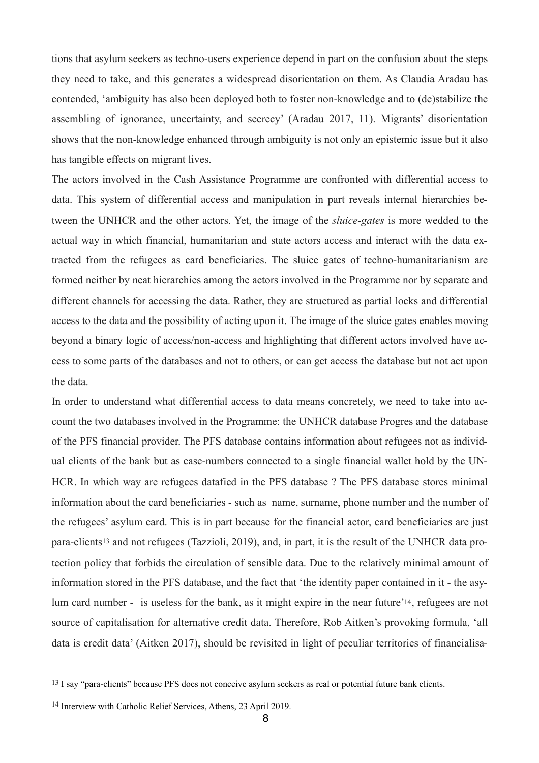tions that asylum seekers as techno-users experience depend in part on the confusion about the steps they need to take, and this generates a widespread disorientation on them. As Claudia Aradau has contended, 'ambiguity has also been deployed both to foster non-knowledge and to (de)stabilize the assembling of ignorance, uncertainty, and secrecy' (Aradau 2017, 11). Migrants' disorientation shows that the non-knowledge enhanced through ambiguity is not only an epistemic issue but it also has tangible effects on migrant lives.

The actors involved in the Cash Assistance Programme are confronted with differential access to data. This system of differential access and manipulation in part reveals internal hierarchies between the UNHCR and the other actors. Yet, the image of the *sluice-gates* is more wedded to the actual way in which financial, humanitarian and state actors access and interact with the data extracted from the refugees as card beneficiaries. The sluice gates of techno-humanitarianism are formed neither by neat hierarchies among the actors involved in the Programme nor by separate and different channels for accessing the data. Rather, they are structured as partial locks and differential access to the data and the possibility of acting upon it. The image of the sluice gates enables moving beyond a binary logic of access/non-access and highlighting that different actors involved have access to some parts of the databases and not to others, or can get access the database but not act upon the data.

In order to understand what differential access to data means concretely, we need to take into account the two databases involved in the Programme: the UNHCR database Progres and the database of the PFS financial provider. The PFS database contains information about refugees not as individual clients of the bank but as case-numbers connected to a single financial wallet hold by the UNHCR. In which way are refugees datafied in the PFS database ? The PFS database stores minimal information about the card beneficiaries - such as  name, surname, phone number and the number of the refugees' asylum card. This is in part because for the financial actor, card beneficiaries are just para-clients[13] and not refugees (Tazzioli, 2019), and, in part, it is the result of the UNHCR data protection policy that forbids the circulation of sensible data. Due to the relatively minimal amount of information stored in the PFS database, and the fact that 'the identity paper contained in it - the asylum card number -  is useless for the bank, as it might expire in the near future'[14], refugees are not source of capitalisation for alternative credit data. Therefore, Rob Aitken's provoking formula, 'all data is credit data' (Aitken 2017), should be revisited in light of peculiar territories of financialisa-

---

[13] I say "para-clients" because PFS does not conceive asylum seekers as real or potential future bank clients.

[14] Interview with Catholic Relief Services, Athens, 23 April 2019.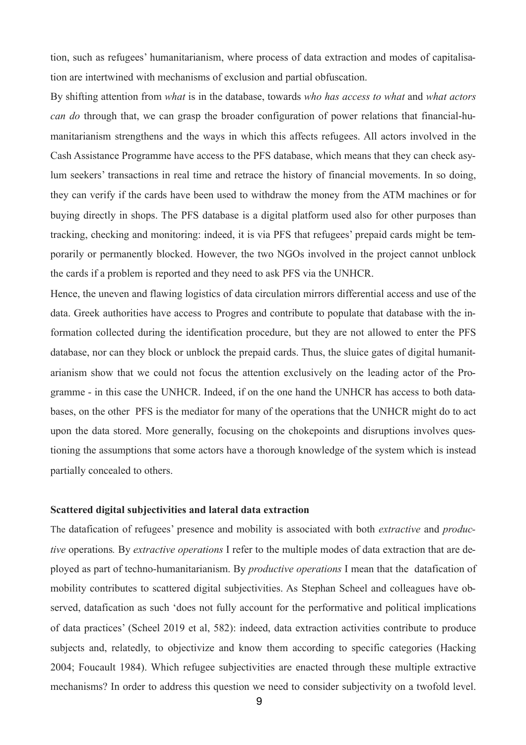tion, such as refugees' humanitarianism, where process of data extraction and modes of capitalisation are intertwined with mechanisms of exclusion and partial obfuscation.

By shifting attention from *what* is in the database, towards *who has access to what* and *what actors can do* through that, we can grasp the broader configuration of power relations that financial-humanitarianism strengthens and the ways in which this affects refugees. All actors involved in the Cash Assistance Programme have access to the PFS database, which means that they can check asylum seekers' transactions in real time and retrace the history of financial movements. In so doing, they can verify if the cards have been used to withdraw the money from the ATM machines or for buying directly in shops. The PFS database is a digital platform used also for other purposes than tracking, checking and monitoring: indeed, it is via PFS that refugees' prepaid cards might be temporarily or permanently blocked. However, the two NGOs involved in the project cannot unblock the cards if a problem is reported and they need to ask PFS via the UNHCR.

Hence, the uneven and flawing logistics of data circulation mirrors differential access and use of the data. Greek authorities have access to Progres and contribute to populate that database with the information collected during the identification procedure, but they are not allowed to enter the PFS database, nor can they block or unblock the prepaid cards. Thus, the sluice gates of digital humanitarianism show that we could not focus the attention exclusively on the leading actor of the Programme - in this case the UNHCR. Indeed, if on the one hand the UNHCR has access to both databases, on the other PFS is the mediator for many of the operations that the UNHCR might do to act upon the data stored. More generally, focusing on the chokepoints and disruptions involves questioning the assumptions that some actors have a thorough knowledge of the system which is instead partially concealed to others.

**Scattered digital subjectivities and lateral data extraction**

The datafication of refugees' presence and mobility is associated with both *extractive* and *productive* operations*.* By *extractive operations* I refer to the multiple modes of data extraction that are deployed as part of techno-humanitarianism. By *productive operations* I mean that the datafication of mobility contributes to scattered digital subjectivities. As Stephan Scheel and colleagues have observed, datafication as such 'does not fully account for the performative and political implications of data practices' (Scheel 2019 et al, 582): indeed, data extraction activities contribute to produce subjects and, relatedly, to objectivize and know them according to specific categories (Hacking 2004; Foucault 1984). Which refugee subjectivities are enacted through these multiple extractive mechanisms? In order to address this question we need to consider subjectivity on a twofold level.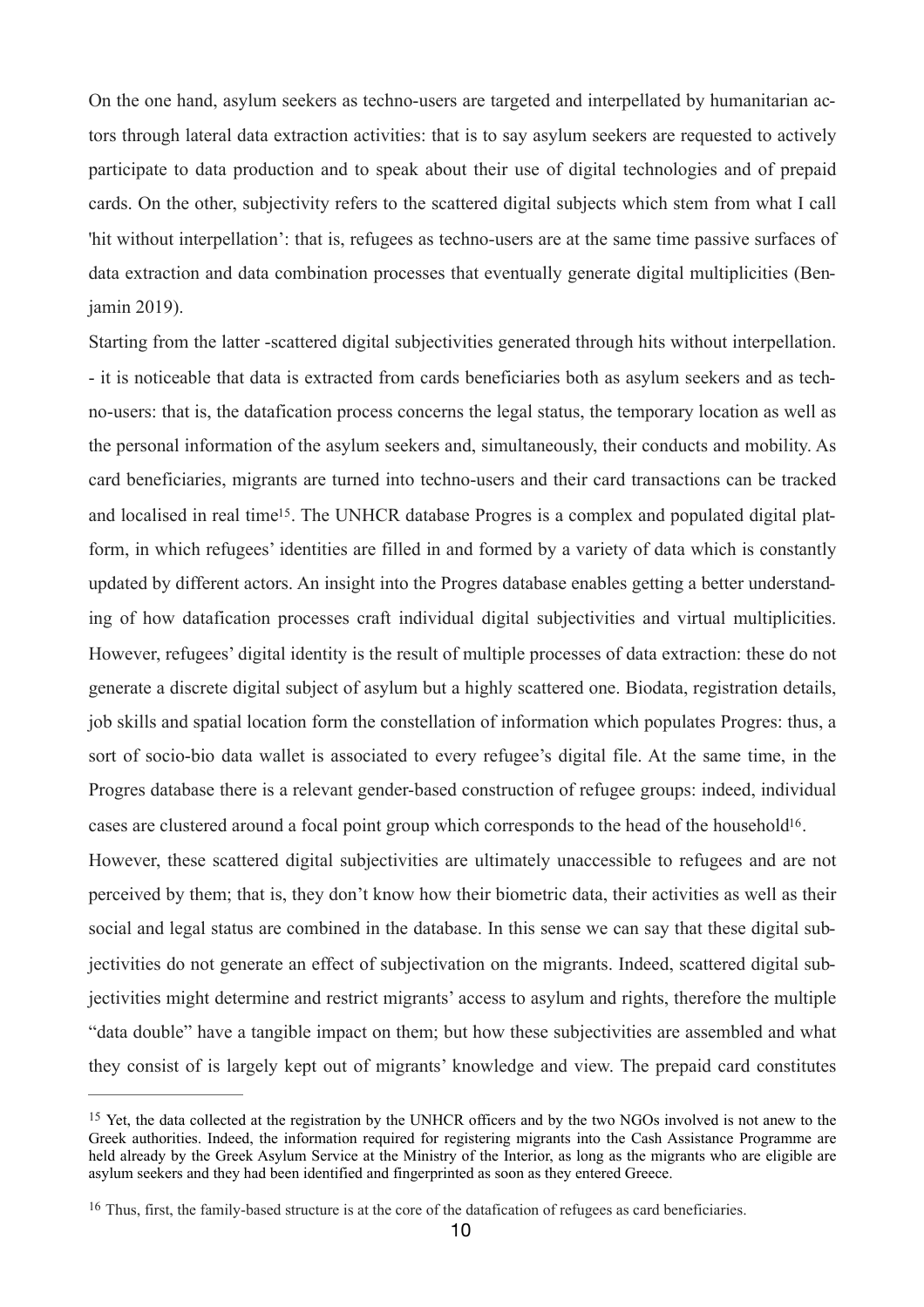On the one hand, asylum seekers as techno-users are targeted and interpellated by humanitarian actors through lateral data extraction activities: that is to say asylum seekers are requested to actively participate to data production and to speak about their use of digital technologies and of prepaid cards. On the other, subjectivity refers to the scattered digital subjects which stem from what I call 'hit without interpellation': that is, refugees as techno-users are at the same time passive surfaces of data extraction and data combination processes that eventually generate digital multiplicities (Benjamin 2019).

Starting from the latter -scattered digital subjectivities generated through hits without interpellation. - it is noticeable that data is extracted from cards beneficiaries both as asylum seekers and as techno-users: that is, the datafication process concerns the legal status, the temporary location as well as the personal information of the asylum seekers and, simultaneously, their conducts and mobility. As card beneficiaries, migrants are turned into techno-users and their card transactions can be tracked and localised in real time[15]. The UNHCR database Progres is a complex and populated digital platform, in which refugees' identities are filled in and formed by a variety of data which is constantly updated by different actors. An insight into the Progres database enables getting a better understanding of how datafication processes craft individual digital subjectivities and virtual multiplicities. However, refugees' digital identity is the result of multiple processes of data extraction: these do not generate a discrete digital subject of asylum but a highly scattered one. Biodata, registration details, job skills and spatial location form the constellation of information which populates Progres: thus, a sort of socio-bio data wallet is associated to every refugee's digital file. At the same time, in the Progres database there is a relevant gender-based construction of refugee groups: indeed, individual cases are clustered around a focal point group which corresponds to the head of the household[16].

However, these scattered digital subjectivities are ultimately unaccessible to refugees and are not perceived by them; that is, they don't know how their biometric data, their activities as well as their social and legal status are combined in the database. In this sense we can say that these digital subjectivities do not generate an effect of subjectivation on the migrants. Indeed, scattered digital subjectivities might determine and restrict migrants' access to asylum and rights, therefore the multiple "data double" have a tangible impact on them; but how these subjectivities are assembled and what they consist of is largely kept out of migrants' knowledge and view. The prepaid card constitutes

[15] Yet, the data collected at the registration by the UNHCR officers and by the two NGOs involved is not anew to the Greek authorities. Indeed, the information required for registering migrants into the Cash Assistance Programme are held already by the Greek Asylum Service at the Ministry of the Interior, as long as the migrants who are eligible are asylum seekers and they had been identified and fingerprinted as soon as they entered Greece.

[16] Thus, first, the family-based structure is at the core of the datafication of refugees as card beneficiaries.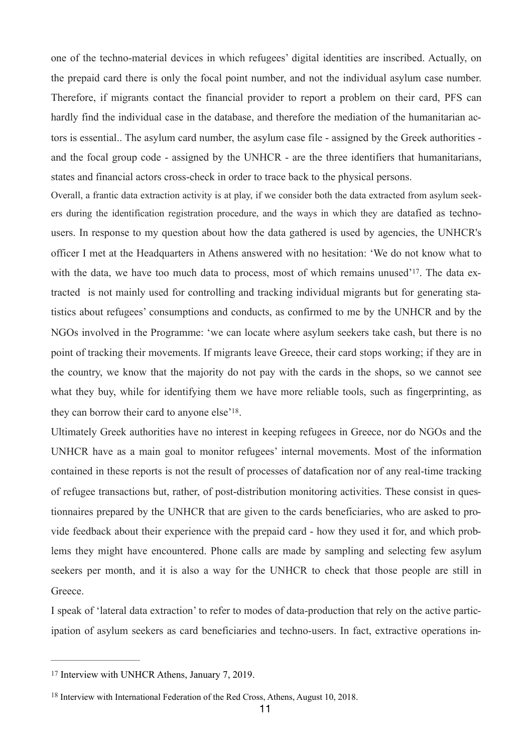one of the techno-material devices in which refugees' digital identities are inscribed. Actually, on the prepaid card there is only the focal point number, and not the individual asylum case number. Therefore, if migrants contact the financial provider to report a problem on their card, PFS can hardly find the individual case in the database, and therefore the mediation of the humanitarian actors is essential.. The asylum card number, the asylum case file - assigned by the Greek authorities - and the focal group code - assigned by the UNHCR - are the three identifiers that humanitarians, states and financial actors cross-check in order to trace back to the physical persons.

Overall, a frantic data extraction activity is at play, if we consider both the data extracted from asylum seekers during the identification registration procedure, and the ways in which they are datafied as techno-users. In response to my question about how the data gathered is used by agencies, the UNHCR's officer I met at the Headquarters in Athens answered with no hesitation: 'We do not know what to with the data, we have too much data to process, most of which remains unused'[17]. The data extracted is not mainly used for controlling and tracking individual migrants but for generating statistics about refugees' consumptions and conducts, as confirmed to me by the UNHCR and by the NGOs involved in the Programme: 'we can locate where asylum seekers take cash, but there is no point of tracking their movements. If migrants leave Greece, their card stops working; if they are in the country, we know that the majority do not pay with the cards in the shops, so we cannot see what they buy, while for identifying them we have more reliable tools, such as fingerprinting, as they can borrow their card to anyone else'[18].

Ultimately Greek authorities have no interest in keeping refugees in Greece, nor do NGOs and the UNHCR have as a main goal to monitor refugees' internal movements. Most of the information contained in these reports is not the result of processes of datafication nor of any real-time tracking of refugee transactions but, rather, of post-distribution monitoring activities. These consist in questionnaires prepared by the UNHCR that are given to the cards beneficiaries, who are asked to provide feedback about their experience with the prepaid card - how they used it for, and which problems they might have encountered. Phone calls are made by sampling and selecting few asylum seekers per month, and it is also a way for the UNHCR to check that those people are still in Greece.

I speak of 'lateral data extraction' to refer to modes of data-production that rely on the active participation of asylum seekers as card beneficiaries and techno-users. In fact, extractive operations in-

---

[17] Interview with UNHCR Athens, January 7, 2019.

[18] Interview with International Federation of the Red Cross, Athens, August 10, 2018.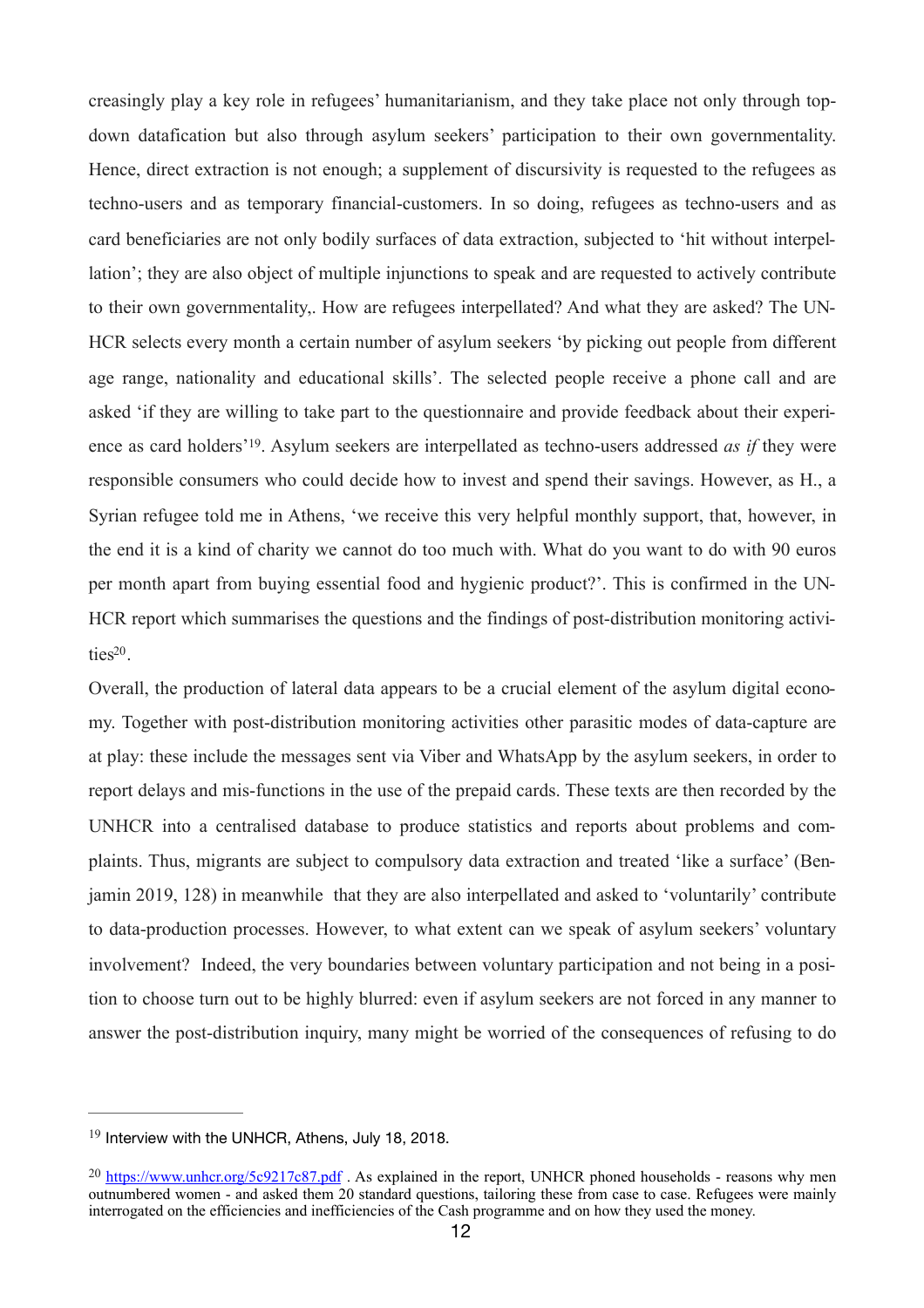creasingly play a key role in refugees' humanitarianism, and they take place not only through top-down datafication but also through asylum seekers' participation to their own governmentality. Hence, direct extraction is not enough; a supplement of discursivity is requested to the refugees as techno-users and as temporary financial-customers. In so doing, refugees as techno-users and as card beneficiaries are not only bodily surfaces of data extraction, subjected to 'hit without interpellation'; they are also object of multiple injunctions to speak and are requested to actively contribute to their own governmentality,. How are refugees interpellated? And what they are asked? The UNHCR selects every month a certain number of asylum seekers 'by picking out people from different age range, nationality and educational skills'. The selected people receive a phone call and are asked 'if they are willing to take part to the questionnaire and provide feedback about their experience as card holders'[19]. Asylum seekers are interpellated as techno-users addressed *as if* they were responsible consumers who could decide how to invest and spend their savings. However, as H., a Syrian refugee told me in Athens, 'we receive this very helpful monthly support, that, however, in the end it is a kind of charity we cannot do too much with. What do you want to do with 90 euros per month apart from buying essential food and hygienic product?'. This is confirmed in the UNHCR report which summarises the questions and the findings of post-distribution monitoring activities[20].

Overall, the production of lateral data appears to be a crucial element of the asylum digital economy. Together with post-distribution monitoring activities other parasitic modes of data-capture are at play: these include the messages sent via Viber and WhatsApp by the asylum seekers, in order to report delays and mis-functions in the use of the prepaid cards. These texts are then recorded by the UNHCR into a centralised database to produce statistics and reports about problems and complaints. Thus, migrants are subject to compulsory data extraction and treated 'like a surface' (Benjamin 2019, 128) in meanwhile that they are also interpellated and asked to 'voluntarily' contribute to data-production processes. However, to what extent can we speak of asylum seekers' voluntary involvement? Indeed, the very boundaries between voluntary participation and not being in a position to choose turn out to be highly blurred: even if asylum seekers are not forced in any manner to answer the post-distribution inquiry, many might be worried of the consequences of refusing to do

---

[19] Interview with the UNHCR, Athens, July 18, 2018.

[20] https://www.unhcr.org/5c9217c87.pdf . As explained in the report, UNHCR phoned households - reasons why men outnumbered women - and asked them 20 standard questions, tailoring these from case to case. Refugees were mainly interrogated on the efficiencies and inefficiencies of the Cash programme and on how they used the money.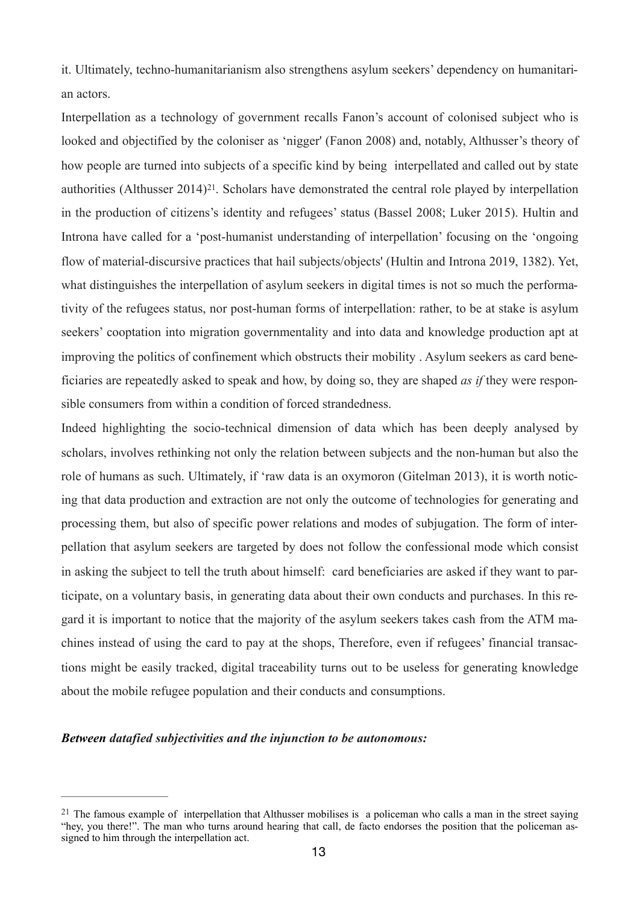it. Ultimately, techno-humanitarianism also strengthens asylum seekers' dependency on humanitarian actors.

Interpellation as a technology of government recalls Fanon's account of colonised subject who is looked and objectified by the coloniser as 'nigger' (Fanon 2008) and, notably, Althusser's theory of how people are turned into subjects of a specific kind by being interpellated and called out by state authorities (Althusser 2014)[21]. Scholars have demonstrated the central role played by interpellation in the production of citizens's identity and refugees' status (Bassel 2008; Luker 2015). Hultin and Introna have called for a 'post-humanist understanding of interpellation' focusing on the 'ongoing flow of material-discursive practices that hail subjects/objects' (Hultin and Introna 2019, 1382). Yet, what distinguishes the interpellation of asylum seekers in digital times is not so much the performativity of the refugees status, nor post-human forms of interpellation: rather, to be at stake is asylum seekers' cooptation into migration governmentality and into data and knowledge production apt at improving the politics of confinement which obstructs their mobility . Asylum seekers as card beneficiaries are repeatedly asked to speak and how, by doing so, they are shaped *as if* they were responsible consumers from within a condition of forced strandedness.

Indeed highlighting the socio-technical dimension of data which has been deeply analysed by scholars, involves rethinking not only the relation between subjects and the non-human but also the role of humans as such. Ultimately, if 'raw data is an oxymoron (Gitelman 2013), it is worth noticing that data production and extraction are not only the outcome of technologies for generating and processing them, but also of specific power relations and modes of subjugation. The form of interpellation that asylum seekers are targeted by does not follow the confessional mode which consist in asking the subject to tell the truth about himself: card beneficiaries are asked if they want to participate, on a voluntary basis, in generating data about their own conducts and purchases. In this regard it is important to notice that the majority of the asylum seekers takes cash from the ATM machines instead of using the card to pay at the shops, Therefore, even if refugees' financial transactions might be easily tracked, digital traceability turns out to be useless for generating knowledge about the mobile refugee population and their conducts and consumptions.

***Between datafied subjectivities and the injunction to be autonomous:***

---

[21] The famous example of interpellation that Althusser mobilises is a policeman who calls a man in the street saying "hey, you there!". The man who turns around hearing that call, de facto endorses the position that the policeman assigned to him through the interpellation act.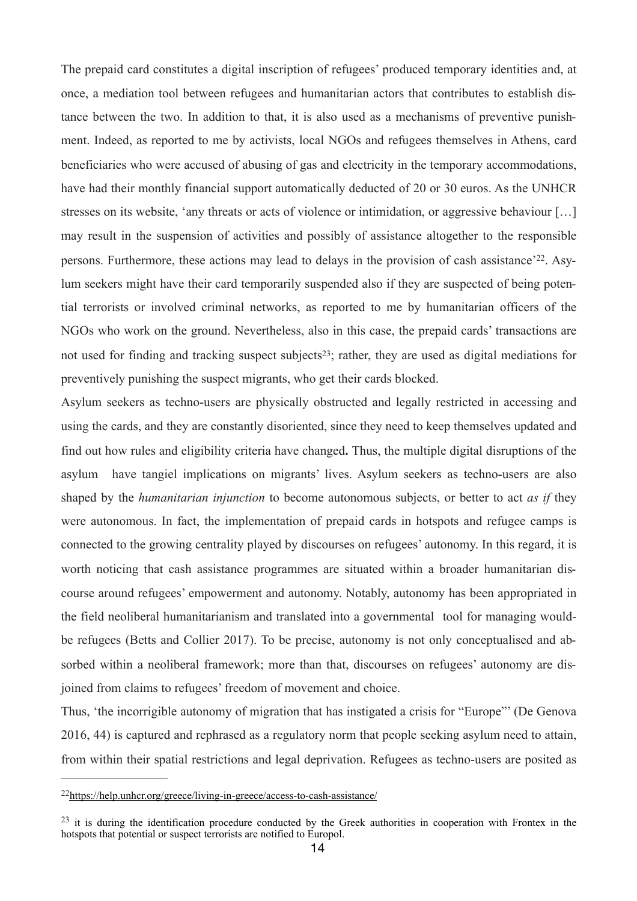The prepaid card constitutes a digital inscription of refugees' produced temporary identities and, at once, a mediation tool between refugees and humanitarian actors that contributes to establish distance between the two. In addition to that, it is also used as a mechanisms of preventive punishment. Indeed, as reported to me by activists, local NGOs and refugees themselves in Athens, card beneficiaries who were accused of abusing of gas and electricity in the temporary accommodations, have had their monthly financial support automatically deducted of 20 or 30 euros. As the UNHCR stresses on its website, 'any threats or acts of violence or intimidation, or aggressive behaviour […] may result in the suspension of activities and possibly of assistance altogether to the responsible persons. Furthermore, these actions may lead to delays in the provision of cash assistance'[22]. Asylum seekers might have their card temporarily suspended also if they are suspected of being potential terrorists or involved criminal networks, as reported to me by humanitarian officers of the NGOs who work on the ground. Nevertheless, also in this case, the prepaid cards' transactions are not used for finding and tracking suspect subjects[23]; rather, they are used as digital mediations for preventively punishing the suspect migrants, who get their cards blocked.

Asylum seekers as techno-users are physically obstructed and legally restricted in accessing and using the cards, and they are constantly disoriented, since they need to keep themselves updated and find out how rules and eligibility criteria have changed**.** Thus, the multiple digital disruptions of the asylum have tangiel implications on migrants' lives. Asylum seekers as techno-users are also shaped by the *humanitarian injunction* to become autonomous subjects, or better to act *as if* they were autonomous. In fact, the implementation of prepaid cards in hotspots and refugee camps is connected to the growing centrality played by discourses on refugees' autonomy. In this regard, it is worth noticing that cash assistance programmes are situated within a broader humanitarian discourse around refugees' empowerment and autonomy. Notably, autonomy has been appropriated in the field neoliberal humanitarianism and translated into a governmental tool for managing would-be refugees (Betts and Collier 2017). To be precise, autonomy is not only conceptualised and absorbed within a neoliberal framework; more than that, discourses on refugees' autonomy are disjoined from claims to refugees' freedom of movement and choice.

Thus, 'the incorrigible autonomy of migration that has instigated a crisis for "Europe"' (De Genova 2016, 44) is captured and rephrased as a regulatory norm that people seeking asylum need to attain, from within their spatial restrictions and legal deprivation. Refugees as techno-users are posited as

---

[22] https://help.unhcr.org/greece/living-in-greece/access-to-cash-assistance/

[23] it is during the identification procedure conducted by the Greek authorities in cooperation with Frontex in the hotspots that potential or suspect terrorists are notified to Europol.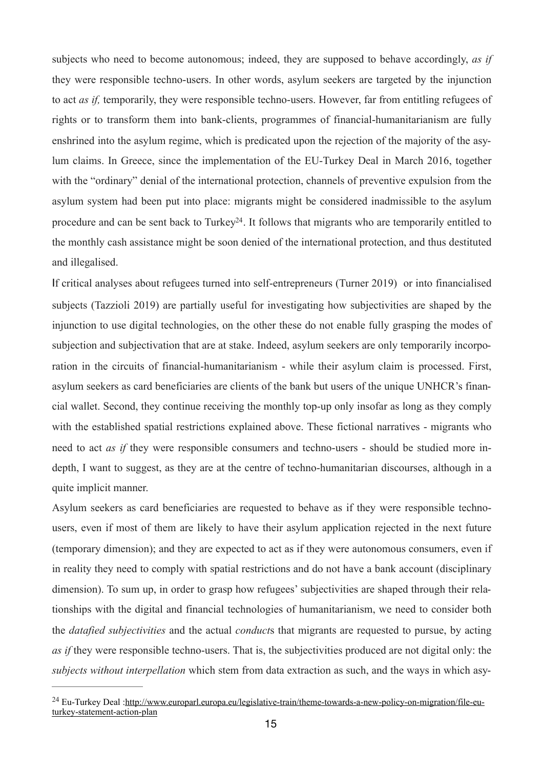subjects who need to become autonomous; indeed, they are supposed to behave accordingly, *as if* they were responsible techno-users. In other words, asylum seekers are targeted by the injunction to act *as if,* temporarily, they were responsible techno-users. However, far from entitling refugees of rights or to transform them into bank-clients, programmes of financial-humanitarianism are fully enshrined into the asylum regime, which is predicated upon the rejection of the majority of the asylum claims. In Greece, since the implementation of the EU-Turkey Deal in March 2016, together with the "ordinary" denial of the international protection, channels of preventive expulsion from the asylum system had been put into place: migrants might be considered inadmissible to the asylum procedure and can be sent back to Turkey[24]. It follows that migrants who are temporarily entitled to the monthly cash assistance might be soon denied of the international protection, and thus destituted and illegalised.

If critical analyses about refugees turned into self-entrepreneurs (Turner 2019) or into financialised subjects (Tazzioli 2019) are partially useful for investigating how subjectivities are shaped by the injunction to use digital technologies, on the other these do not enable fully grasping the modes of subjection and subjectivation that are at stake. Indeed, asylum seekers are only temporarily incorporation in the circuits of financial-humanitarianism - while their asylum claim is processed. First, asylum seekers as card beneficiaries are clients of the bank but users of the unique UNHCR's financial wallet. Second, they continue receiving the monthly top-up only insofar as long as they comply with the established spatial restrictions explained above. These fictional narratives - migrants who need to act *as if* they were responsible consumers and techno-users - should be studied more in-depth, I want to suggest, as they are at the centre of techno-humanitarian discourses, although in a quite implicit manner.

Asylum seekers as card beneficiaries are requested to behave as if they were responsible techno-users, even if most of them are likely to have their asylum application rejected in the next future (temporary dimension); and they are expected to act as if they were autonomous consumers, even if in reality they need to comply with spatial restrictions and do not have a bank account (disciplinary dimension). To sum up, in order to grasp how refugees' subjectivities are shaped through their relationships with the digital and financial technologies of humanitarianism, we need to consider both the *datafied subjectivities* and the actual *conduct*s that migrants are requested to pursue, by acting *as if* they were responsible techno-users. That is, the subjectivities produced are not digital only: the *subjects without interpellation* which stem from data extraction as such, and the ways in which asy-

[24] Eu-Turkey Deal :http://www.europarl.europa.eu/legislative-train/theme-towards-a-new-policy-on-migration/file-eu-turkey-statement-action-plan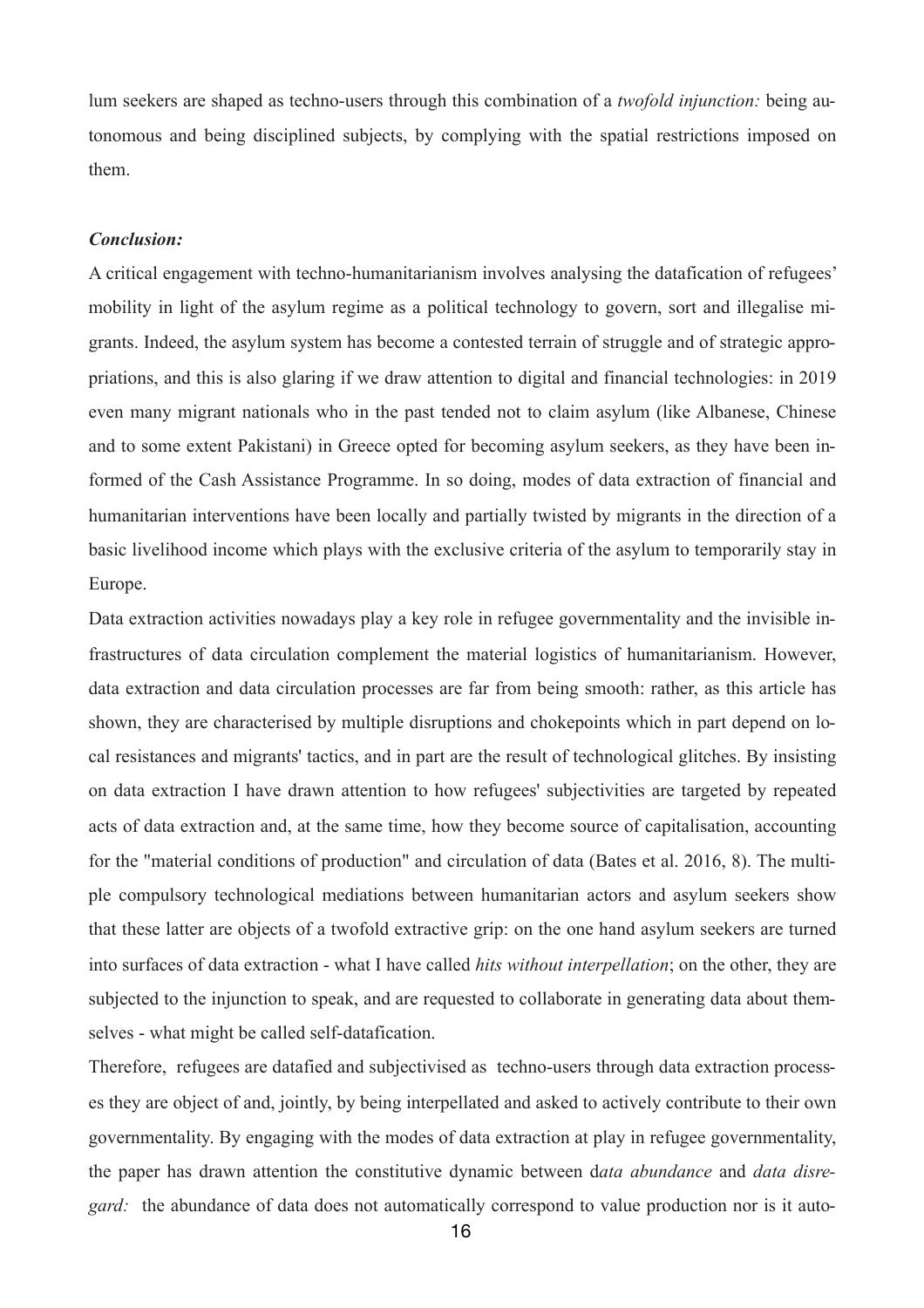lum seekers are shaped as techno-users through this combination of a *twofold injunction:* being autonomous and being disciplined subjects, by complying with the spatial restrictions imposed on them.

***Conclusion:***

A critical engagement with techno-humanitarianism involves analysing the datafication of refugees' mobility in light of the asylum regime as a political technology to govern, sort and illegalise migrants. Indeed, the asylum system has become a contested terrain of struggle and of strategic appropriations, and this is also glaring if we draw attention to digital and financial technologies: in 2019 even many migrant nationals who in the past tended not to claim asylum (like Albanese, Chinese and to some extent Pakistani) in Greece opted for becoming asylum seekers, as they have been informed of the Cash Assistance Programme. In so doing, modes of data extraction of financial and humanitarian interventions have been locally and partially twisted by migrants in the direction of a basic livelihood income which plays with the exclusive criteria of the asylum to temporarily stay in Europe.

Data extraction activities nowadays play a key role in refugee governmentality and the invisible infrastructures of data circulation complement the material logistics of humanitarianism. However, data extraction and data circulation processes are far from being smooth: rather, as this article has shown, they are characterised by multiple disruptions and chokepoints which in part depend on local resistances and migrants' tactics, and in part are the result of technological glitches. By insisting on data extraction I have drawn attention to how refugees' subjectivities are targeted by repeated acts of data extraction and, at the same time, how they become source of capitalisation, accounting for the "material conditions of production" and circulation of data (Bates et al. 2016, 8). The multiple compulsory technological mediations between humanitarian actors and asylum seekers show that these latter are objects of a twofold extractive grip: on the one hand asylum seekers are turned into surfaces of data extraction - what I have called *hits without interpellation*; on the other, they are subjected to the injunction to speak, and are requested to collaborate in generating data about themselves - what might be called self-datafication.

Therefore, refugees are datafied and subjectivised as techno-users through data extraction processes they are object of and, jointly, by being interpellated and asked to actively contribute to their own governmentality. By engaging with the modes of data extraction at play in refugee governmentality, the paper has drawn attention the constitutive dynamic between d*ata abundance* and *data disregard:* the abundance of data does not automatically correspond to value production nor is it auto-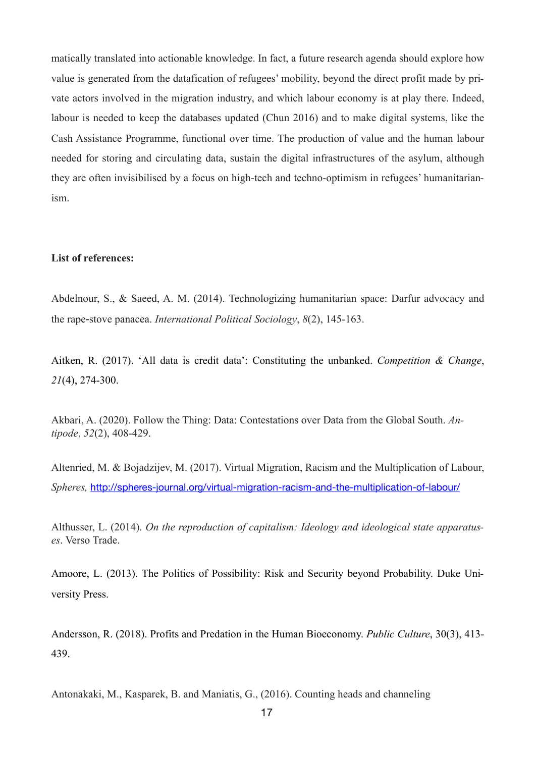matically translated into actionable knowledge. In fact, a future research agenda should explore how value is generated from the datafication of refugees' mobility, beyond the direct profit made by private actors involved in the migration industry, and which labour economy is at play there. Indeed, labour is needed to keep the databases updated (Chun 2016) and to make digital systems, like the Cash Assistance Programme, functional over time. The production of value and the human labour needed for storing and circulating data, sustain the digital infrastructures of the asylum, although they are often invisibilised by a focus on high-tech and techno-optimism in refugees' humanitarianism.

**List of references:**

Abdelnour, S., & Saeed, A. M. (2014). Technologizing humanitarian space: Darfur advocacy and the rape-stove panacea. *International Political Sociology*, *8*(2), 145-163.

Aitken, R. (2017). 'All data is credit data': Constituting the unbanked. *Competition & Change*, *21*(4), 274-300.

Akbari, A. (2020). Follow the Thing: Data: Contestations over Data from the Global South. *Antipode*, *52*(2), 408-429.

Altenried, M. & Bojadzijev, M. (2017). Virtual Migration, Racism and the Multiplication of Labour, *Spheres,* http://spheres-journal.org/virtual-migration-racism-and-the-multiplication-of-labour/

Althusser, L. (2014). *On the reproduction of capitalism: Ideology and ideological state apparatuses*. Verso Trade.

Amoore, L. (2013). The Politics of Possibility: Risk and Security beyond Probability. Duke University Press.

Andersson, R. (2018). Profits and Predation in the Human Bioeconomy. *Public Culture*, 30(3), 413-439.

Antonakaki, M., Kasparek, B. and Maniatis, G., (2016). Counting heads and channeling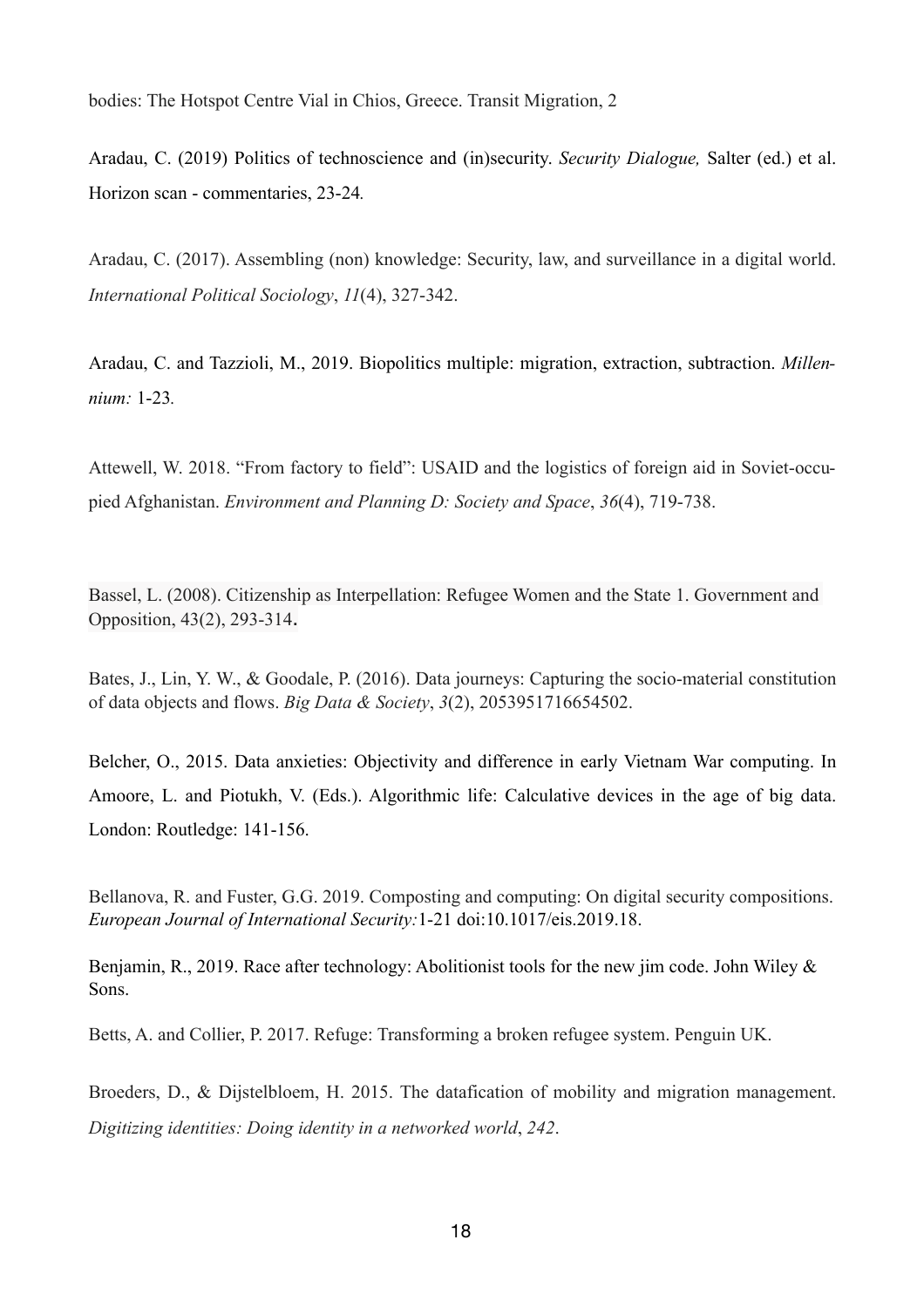bodies: The Hotspot Centre Vial in Chios, Greece. Transit Migration, 2

Aradau, C. (2019) Politics of technoscience and (in)security. *Security Dialogue,* Salter (ed.) et al. Horizon scan - commentaries, 23-24*.*

Aradau, C. (2017). Assembling (non) knowledge: Security, law, and surveillance in a digital world. *International Political Sociology*, *11*(4), 327-342.

Aradau, C. and Tazzioli, M., 2019. Biopolitics multiple: migration, extraction, subtraction. *Millennium:* 1-23*.*

Attewell, W. 2018. "From factory to field": USAID and the logistics of foreign aid in Soviet-occupied Afghanistan. *Environment and Planning D: Society and Space*, *36*(4), 719-738.

Bassel, L. (2008). Citizenship as Interpellation: Refugee Women and the State 1. Government and Opposition, 43(2), 293-314**.**

Bates, J., Lin, Y. W., & Goodale, P. (2016). Data journeys: Capturing the socio-material constitution of data objects and flows. *Big Data & Society*, *3*(2), 2053951716654502.

Belcher, O., 2015. Data anxieties: Objectivity and difference in early Vietnam War computing. In Amoore, L. and Piotukh, V. (Eds.). Algorithmic life: Calculative devices in the age of big data. London: Routledge: 141-156.

Bellanova, R. and Fuster, G.G. 2019. Composting and computing: On digital security compositions. *European Journal of International Security:*1-21 doi:10.1017/eis.2019.18.

Benjamin, R., 2019. Race after technology: Abolitionist tools for the new jim code. John Wiley & Sons.

Betts, A. and Collier, P. 2017. Refuge: Transforming a broken refugee system. Penguin UK.

Broeders, D., & Dijstelbloem, H. 2015. The datafication of mobility and migration management. *Digitizing identities: Doing identity in a networked world*, *242*.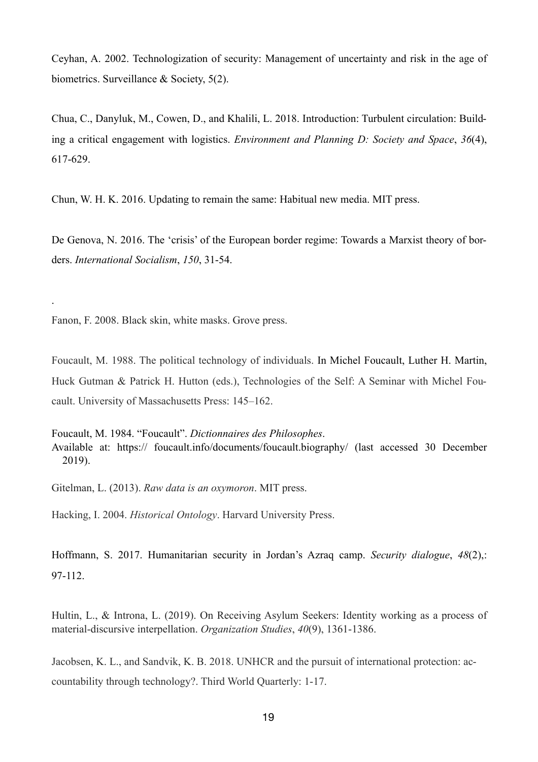Ceyhan, A. 2002. Technologization of security: Management of uncertainty and risk in the age of biometrics. Surveillance & Society, 5(2).

Chua, C., Danyluk, M., Cowen, D., and Khalili, L. 2018. Introduction: Turbulent circulation: Building a critical engagement with logistics. *Environment and Planning D: Society and Space*, *36*(4), 617-629.

Chun, W. H. K. 2016. Updating to remain the same: Habitual new media. MIT press.

De Genova, N. 2016. The 'crisis' of the European border regime: Towards a Marxist theory of borders. *International Socialism*, *150*, 31-54.

.

Fanon, F. 2008. Black skin, white masks. Grove press.

Foucault, M. 1988. The political technology of individuals. In Michel Foucault, Luther H. Martin, Huck Gutman & Patrick H. Hutton (eds.), Technologies of the Self: A Seminar with Michel Foucault. University of Massachusetts Press: 145–162.

Foucault, M. 1984. "Foucault". *Dictionnaires des Philosophes*. Available at: https:// foucault.info/documents/foucault.biography/ (last accessed 30 December 2019).

Gitelman, L. (2013). *Raw data is an oxymoron*. MIT press.

Hacking, I. 2004. *Historical Ontology*. Harvard University Press.

Hoffmann, S. 2017. Humanitarian security in Jordan's Azraq camp. *Security dialogue*, *48*(2),: 97-112.

Hultin, L., & Introna, L. (2019). On Receiving Asylum Seekers: Identity working as a process of material-discursive interpellation. *Organization Studies*, *40*(9), 1361-1386.

Jacobsen, K. L., and Sandvik, K. B. 2018. UNHCR and the pursuit of international protection: accountability through technology?. Third World Quarterly: 1-17.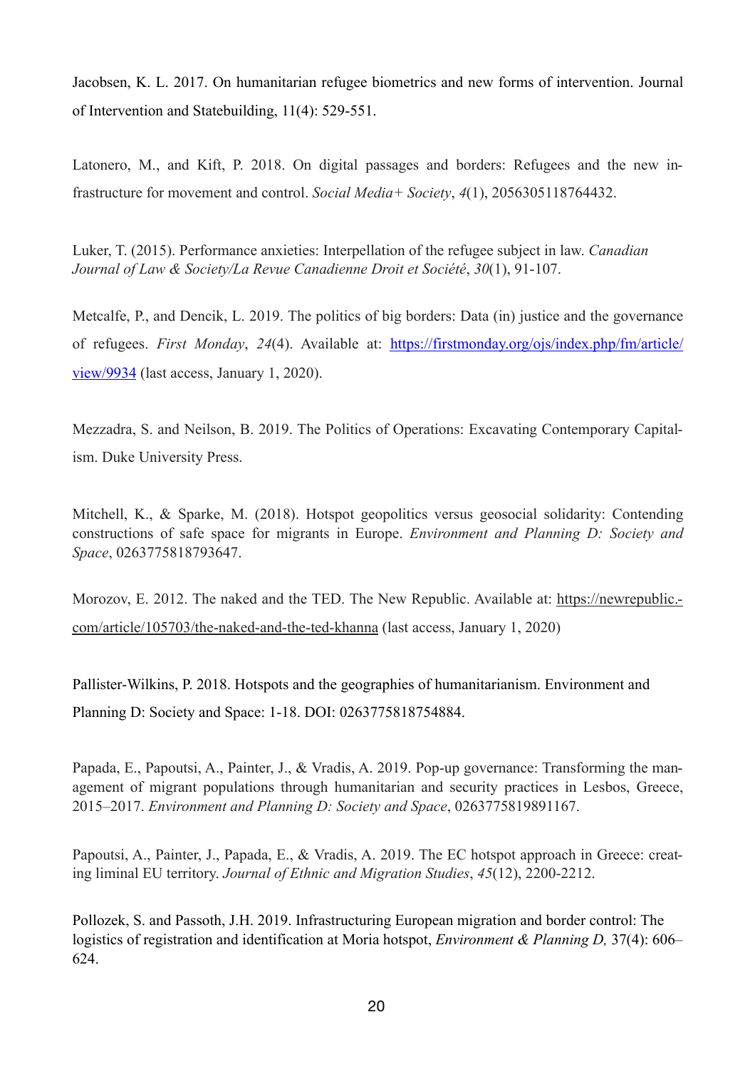Jacobsen, K. L. 2017. On humanitarian refugee biometrics and new forms of intervention. Journal of Intervention and Statebuilding, 11(4): 529-551.

Latonero, M., and Kift, P. 2018. On digital passages and borders: Refugees and the new infrastructure for movement and control. *Social Media+ Society*, *4*(1), 2056305118764432.

Luker, T. (2015). Performance anxieties: Interpellation of the refugee subject in law. *Canadian Journal of Law & Society/La Revue Canadienne Droit et Société*, *30*(1), 91-107.

Metcalfe, P., and Dencik, L. 2019. The politics of big borders: Data (in) justice and the governance of refugees. *First Monday*, *24*(4). Available at: https://firstmonday.org/ojs/index.php/fm/article/view/9934 (last access, January 1, 2020).

Mezzadra, S. and Neilson, B. 2019. The Politics of Operations: Excavating Contemporary Capitalism. Duke University Press.

Mitchell, K., & Sparke, M. (2018). Hotspot geopolitics versus geosocial solidarity: Contending constructions of safe space for migrants in Europe. *Environment and Planning D: Society and Space*, 0263775818793647.

Morozov, E. 2012. The naked and the TED. The New Republic. Available at: https://newrepublic.com/article/105703/the-naked-and-the-ted-khanna (last access, January 1, 2020)

Pallister-Wilkins, P. 2018. Hotspots and the geographies of humanitarianism. Environment and Planning D: Society and Space: 1-18. DOI: 0263775818754884.

Papada, E., Papoutsi, A., Painter, J., & Vradis, A. 2019. Pop-up governance: Transforming the management of migrant populations through humanitarian and security practices in Lesbos, Greece, 2015–2017. *Environment and Planning D: Society and Space*, 0263775819891167.

Papoutsi, A., Painter, J., Papada, E., & Vradis, A. 2019. The EC hotspot approach in Greece: creating liminal EU territory. *Journal of Ethnic and Migration Studies*, *45*(12), 2200-2212.

Pollozek, S. and Passoth, J.H. 2019. Infrastructuring European migration and border control: The logistics of registration and identification at Moria hotspot, *Environment & Planning D,* 37(4): 606–624.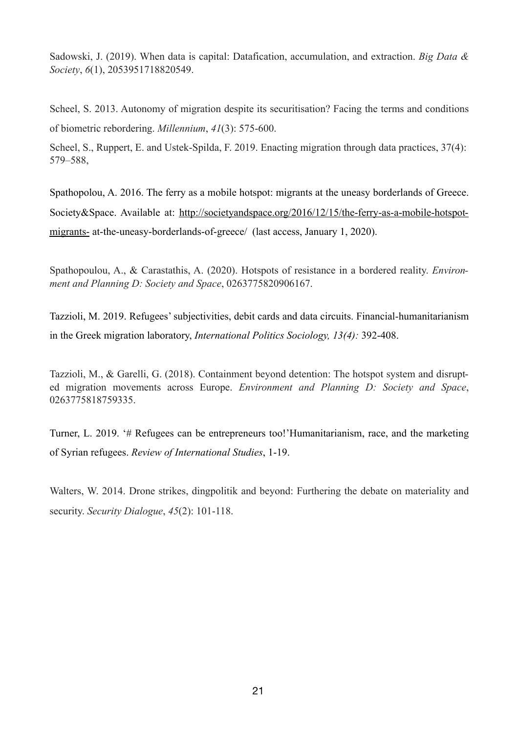Sadowski, J. (2019). When data is capital: Datafication, accumulation, and extraction. *Big Data & Society*, *6*(1), 2053951718820549.

Scheel, S. 2013. Autonomy of migration despite its securitisation? Facing the terms and conditions of biometric rebordering. *Millennium*, *41*(3): 575-600.

Scheel, S., Ruppert, E. and Ustek-Spilda, F. 2019. Enacting migration through data practices, 37(4): 579–588,

Spathopolou, A. 2016. The ferry as a mobile hotspot: migrants at the uneasy borderlands of Greece. Society&Space. Available at: http://societyandspace.org/2016/12/15/the-ferry-as-a-mobile-hotspot-migrants- at-the-uneasy-borderlands-of-greece/ (last access, January 1, 2020).

Spathopoulou, A., & Carastathis, A. (2020). Hotspots of resistance in a bordered reality. *Environment and Planning D: Society and Space*, 0263775820906167.

Tazzioli, M. 2019. Refugees' subjectivities, debit cards and data circuits. Financial-humanitarianism in the Greek migration laboratory, *International Politics Sociology, 13(4):* 392-408.

Tazzioli, M., & Garelli, G. (2018). Containment beyond detention: The hotspot system and disrupted migration movements across Europe. *Environment and Planning D: Society and Space*, 0263775818759335.

Turner, L. 2019. '# Refugees can be entrepreneurs too!'Humanitarianism, race, and the marketing of Syrian refugees. *Review of International Studies*, 1-19.

Walters, W. 2014. Drone strikes, dingpolitik and beyond: Furthering the debate on materiality and security. *Security Dialogue*, *45*(2): 101-118.